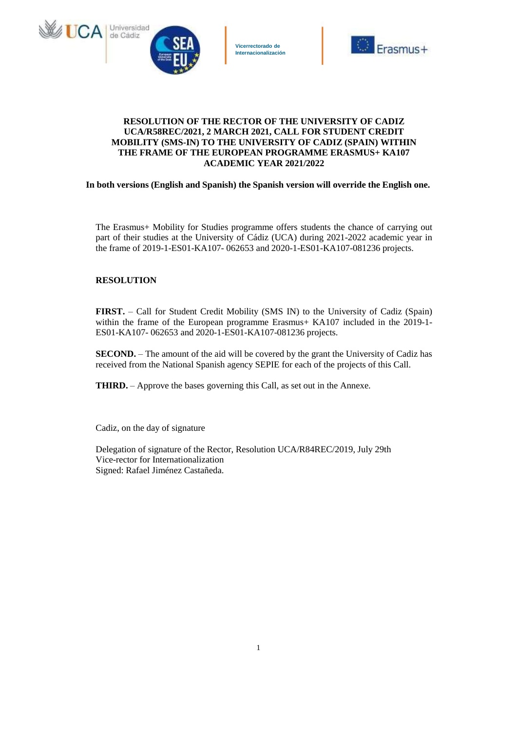Vicerrectorado de Internacionalización

**RESOLUTION OF THE RECTOR OF THE UNIVERSITY OF CADIZ UCA/R58REC/2021, 2 MARCH 2021, CALL FOR STUDENT CREDIT MOBILITY (SMS-IN) TO THE UNIVERSITY OF CADIZ (SPAIN) WITHIN THE FRAME OF THE EUROPEAN PROGRAMME ERASMUS+ KA107 ACADEMIC YEAR 2021/2022**

**In both versions (English and Spanish) the Spanish version will override the English one.**

The Erasmus+ Mobility for Studies programme offers students the chance of carrying out part of their studies at the University of Cádiz (UCA) during 2021-2022 academic year in the frame of 2019-1-ES01-KA107- 062653 and 2020-1-ES01-KA107-081236 projects.

**RESOLUTION**

**FIRST.** – Call for Student Credit Mobility (SMS IN) to the University of Cadiz (Spain) within the frame of the European programme Erasmus+ KA107 included in the 2019-1-ES01-KA107- 062653 and 2020-1-ES01-KA107-081236 projects.

**SECOND.** – The amount of the aid will be covered by the grant the University of Cadiz has received from the National Spanish agency SEPIE for each of the projects of this Call.

**THIRD.** – Approve the bases governing this Call, as set out in the Annexe.

Cadiz, on the day of signature

Delegation of signature of the Rector, Resolution UCA/R84REC/2019, July 29th
Vice-rector for Internationalization
Signed: Rafael Jiménez Castañeda.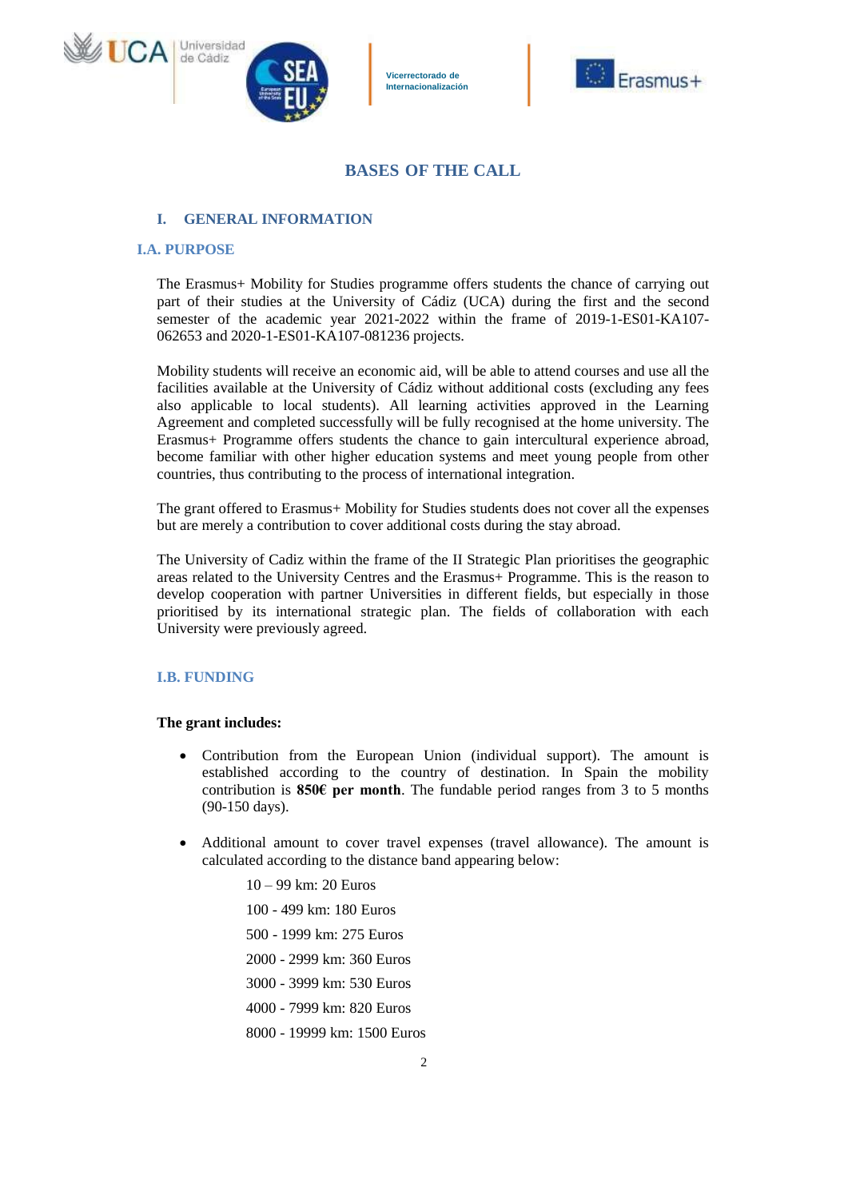# BASES OF THE CALL

## I. GENERAL INFORMATION

### I.A. PURPOSE

The Erasmus+ Mobility for Studies programme offers students the chance of carrying out part of their studies at the University of Cádiz (UCA) during the first and the second semester of the academic year 2021-2022 within the frame of 2019-1-ES01-KA107-062653 and 2020-1-ES01-KA107-081236 projects.

Mobility students will receive an economic aid, will be able to attend courses and use all the facilities available at the University of Cádiz without additional costs (excluding any fees also applicable to local students). All learning activities approved in the Learning Agreement and completed successfully will be fully recognised at the home university. The Erasmus+ Programme offers students the chance to gain intercultural experience abroad, become familiar with other higher education systems and meet young people from other countries, thus contributing to the process of international integration.

The grant offered to Erasmus+ Mobility for Studies students does not cover all the expenses but are merely a contribution to cover additional costs during the stay abroad.

The University of Cadiz within the frame of the II Strategic Plan prioritises the geographic areas related to the University Centres and the Erasmus+ Programme. This is the reason to develop cooperation with partner Universities in different fields, but especially in those prioritised by its international strategic plan. The fields of collaboration with each University were previously agreed.

### I.B. FUNDING

**The grant includes:**

- Contribution from the European Union (individual support). The amount is established according to the country of destination. In Spain the mobility contribution is **850€ per month**. The fundable period ranges from 3 to 5 months (90-150 days).
- Additional amount to cover travel expenses (travel allowance). The amount is calculated according to the distance band appearing below:

  10 – 99 km: 20 Euros

  100 - 499 km: 180 Euros

  500 - 1999 km: 275 Euros

  2000 - 2999 km: 360 Euros

  3000 - 3999 km: 530 Euros

  4000 - 7999 km: 820 Euros

  8000 - 19999 km: 1500 Euros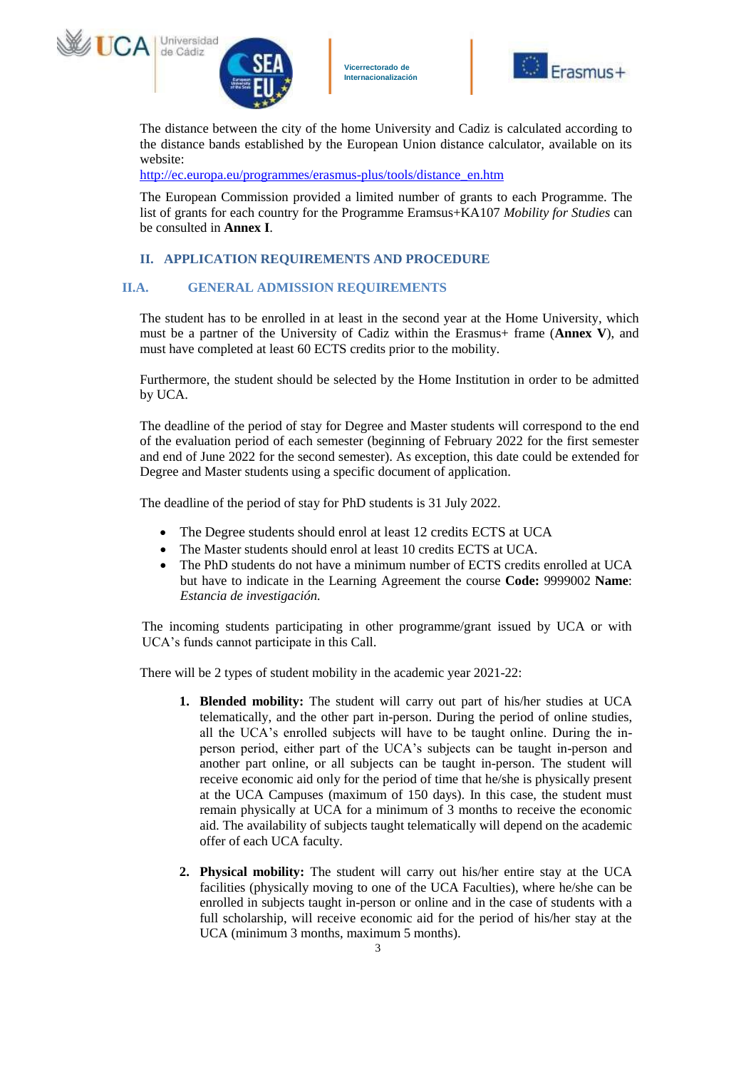The distance between the city of the home University and Cadiz is calculated according to the distance bands established by the European Union distance calculator, available on its website:
http://ec.europa.eu/programmes/erasmus-plus/tools/distance_en.htm

The European Commission provided a limited number of grants to each Programme. The list of grants for each country for the Programme Eramsus+KA107 *Mobility for Studies* can be consulted in **Annex I**.

## II. APPLICATION REQUIREMENTS AND PROCEDURE

### II.A. GENERAL ADMISSION REQUIREMENTS

The student has to be enrolled in at least in the second year at the Home University, which must be a partner of the University of Cadiz within the Erasmus+ frame (**Annex V**), and must have completed at least 60 ECTS credits prior to the mobility.

Furthermore, the student should be selected by the Home Institution in order to be admitted by UCA.

The deadline of the period of stay for Degree and Master students will correspond to the end of the evaluation period of each semester (beginning of February 2022 for the first semester and end of June 2022 for the second semester). As exception, this date could be extended for Degree and Master students using a specific document of application.

The deadline of the period of stay for PhD students is 31 July 2022.

- The Degree students should enrol at least 12 credits ECTS at UCA
- The Master students should enrol at least 10 credits ECTS at UCA.
- The PhD students do not have a minimum number of ECTS credits enrolled at UCA but have to indicate in the Learning Agreement the course **Code:** 9999002 **Name**: *Estancia de investigación.*

The incoming students participating in other programme/grant issued by UCA or with UCA's funds cannot participate in this Call.

There will be 2 types of student mobility in the academic year 2021-22:

1. **Blended mobility:** The student will carry out part of his/her studies at UCA telematically, and the other part in-person. During the period of online studies, all the UCA's enrolled subjects will have to be taught online. During the in-person period, either part of the UCA's subjects can be taught in-person and another part online, or all subjects can be taught in-person. The student will receive economic aid only for the period of time that he/she is physically present at the UCA Campuses (maximum of 150 days). In this case, the student must remain physically at UCA for a minimum of 3 months to receive the economic aid. The availability of subjects taught telematically will depend on the academic offer of each UCA faculty.

2. **Physical mobility:** The student will carry out his/her entire stay at the UCA facilities (physically moving to one of the UCA Faculties), where he/she can be enrolled in subjects taught in-person or online and in the case of students with a full scholarship, will receive economic aid for the period of his/her stay at the UCA (minimum 3 months, maximum 5 months).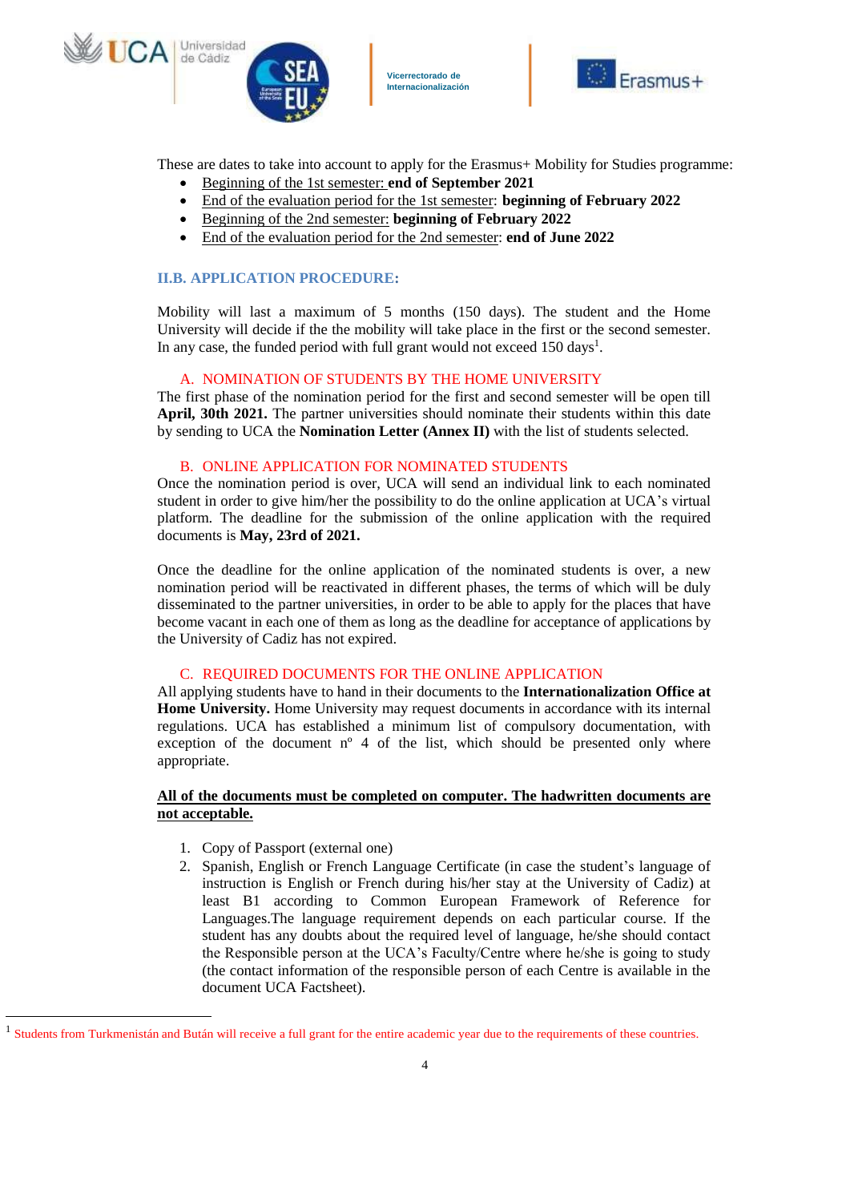These are dates to take into account to apply for the Erasmus+ Mobility for Studies programme:

- Beginning of the 1st semester: **end of September 2021**
- End of the evaluation period for the 1st semester: **beginning of February 2022**
- Beginning of the 2nd semester: **beginning of February 2022**
- End of the evaluation period for the 2nd semester: **end of June 2022**

## II.B. APPLICATION PROCEDURE:

Mobility will last a maximum of 5 months (150 days). The student and the Home University will decide if the the mobility will take place in the first or the second semester. In any case, the funded period with full grant would not exceed 150 days[1].

### A. NOMINATION OF STUDENTS BY THE HOME UNIVERSITY

The first phase of the nomination period for the first and second semester will be open till **April, 30th 2021.** The partner universities should nominate their students within this date by sending to UCA the **Nomination Letter (Annex II)** with the list of students selected.

### B. ONLINE APPLICATION FOR NOMINATED STUDENTS

Once the nomination period is over, UCA will send an individual link to each nominated student in order to give him/her the possibility to do the online application at UCA's virtual platform. The deadline for the submission of the online application with the required documents is **May, 23rd of 2021.**

Once the deadline for the online application of the nominated students is over, a new nomination period will be reactivated in different phases, the terms of which will be duly disseminated to the partner universities, in order to be able to apply for the places that have become vacant in each one of them as long as the deadline for acceptance of applications by the University of Cadiz has not expired.

### C. REQUIRED DOCUMENTS FOR THE ONLINE APPLICATION

All applying students have to hand in their documents to the **Internationalization Office at Home University.** Home University may request documents in accordance with its internal regulations. UCA has established a minimum list of compulsory documentation, with exception of the document nº 4 of the list, which should be presented only where appropriate.

**All of the documents must be completed on computer. The hadwritten documents are not acceptable.**

1. Copy of Passport (external one)
2. Spanish, English or French Language Certificate (in case the student's language of instruction is English or French during his/her stay at the University of Cadiz) at least B1 according to Common European Framework of Reference for Languages.The language requirement depends on each particular course. If the student has any doubts about the required level of language, he/she should contact the Responsible person at the UCA's Faculty/Centre where he/she is going to study (the contact information of the responsible person of each Centre is available in the document UCA Factsheet).

[1] Students from Turkmenistán and Bután will receive a full grant for the entire academic year due to the requirements of these countries.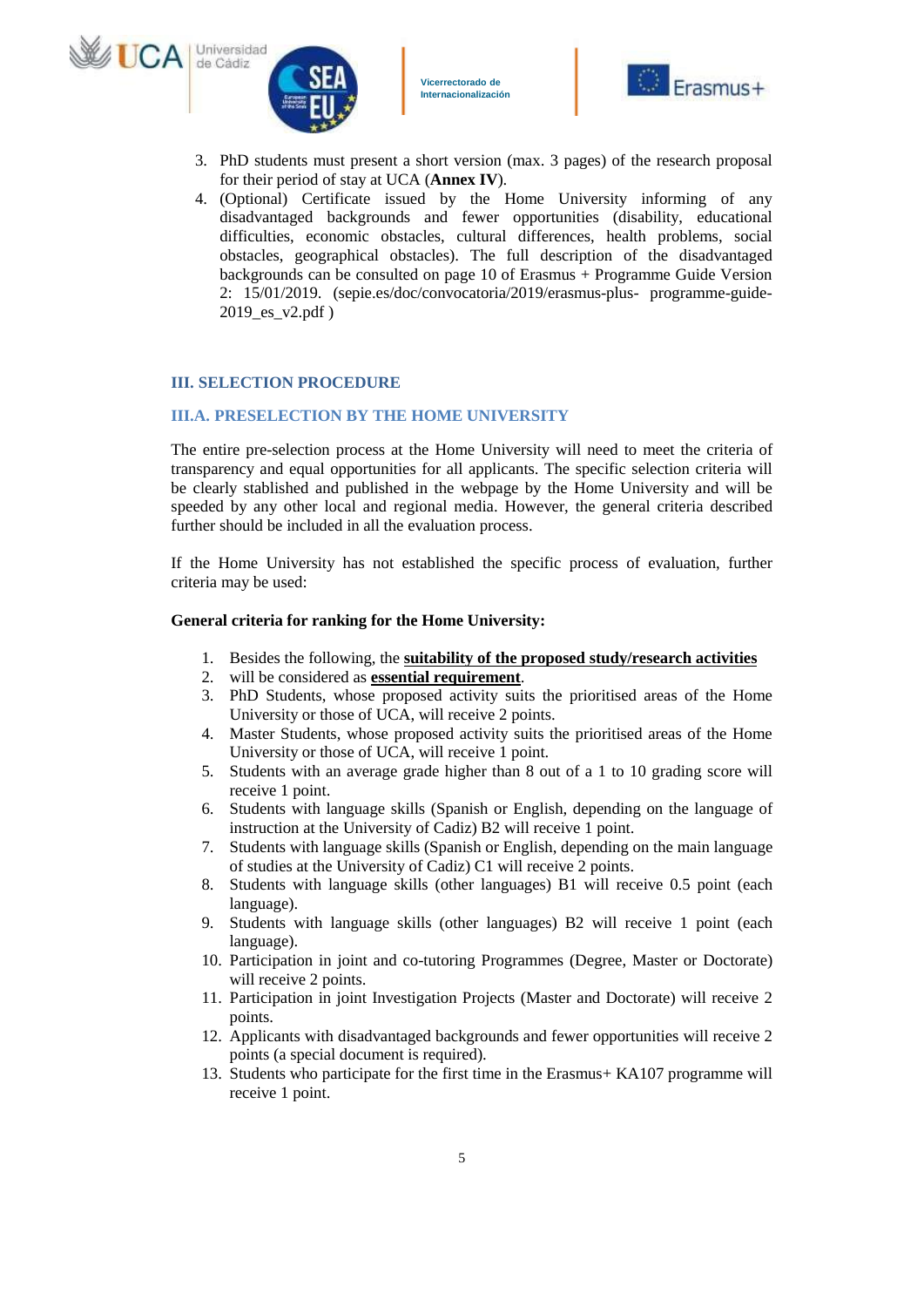3. PhD students must present a short version (max. 3 pages) of the research proposal for their period of stay at UCA (**Annex IV**).
4. (Optional) Certificate issued by the Home University informing of any disadvantaged backgrounds and fewer opportunities (disability, educational difficulties, economic obstacles, cultural differences, health problems, social obstacles, geographical obstacles). The full description of the disadvantaged backgrounds can be consulted on page 10 of Erasmus + Programme Guide Version 2: 15/01/2019. (sepie.es/doc/convocatoria/2019/erasmus-plus- programme-guide-2019_es_v2.pdf )

## III. SELECTION PROCEDURE

### III.A. PRESELECTION BY THE HOME UNIVERSITY

The entire pre-selection process at the Home University will need to meet the criteria of transparency and equal opportunities for all applicants. The specific selection criteria will be clearly stablished and published in the webpage by the Home University and will be speeded by any other local and regional media. However, the general criteria described further should be included in all the evaluation process.

If the Home University has not established the specific process of evaluation, further criteria may be used:

**General criteria for ranking for the Home University:**

1. Besides the following, the **suitability of the proposed study/research activities**
2. will be considered as **essential requirement**.
3. PhD Students, whose proposed activity suits the prioritised areas of the Home University or those of UCA, will receive 2 points.
4. Master Students, whose proposed activity suits the prioritised areas of the Home University or those of UCA, will receive 1 point.
5. Students with an average grade higher than 8 out of a 1 to 10 grading score will receive 1 point.
6. Students with language skills (Spanish or English, depending on the language of instruction at the University of Cadiz) B2 will receive 1 point.
7. Students with language skills (Spanish or English, depending on the main language of studies at the University of Cadiz) C1 will receive 2 points.
8. Students with language skills (other languages) B1 will receive 0.5 point (each language).
9. Students with language skills (other languages) B2 will receive 1 point (each language).
10. Participation in joint and co-tutoring Programmes (Degree, Master or Doctorate) will receive 2 points.
11. Participation in joint Investigation Projects (Master and Doctorate) will receive 2 points.
12. Applicants with disadvantaged backgrounds and fewer opportunities will receive 2 points (a special document is required).
13. Students who participate for the first time in the Erasmus+ KA107 programme will receive 1 point.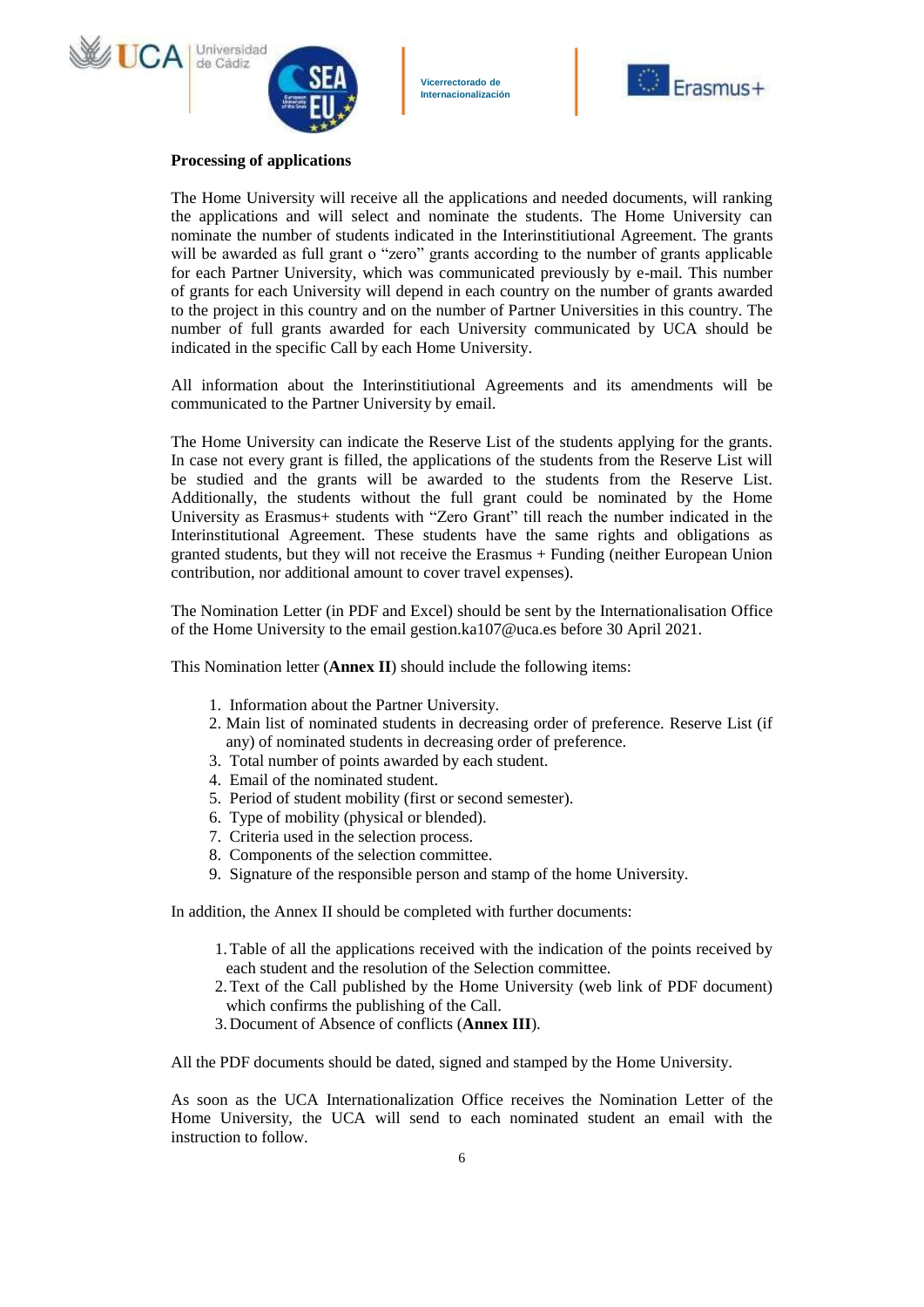**Processing of applications**

The Home University will receive all the applications and needed documents, will ranking the applications and will select and nominate the students. The Home University can nominate the number of students indicated in the Interinstitiutional Agreement. The grants will be awarded as full grant o "zero" grants according to the number of grants applicable for each Partner University, which was communicated previously by e-mail. This number of grants for each University will depend in each country on the number of grants awarded to the project in this country and on the number of Partner Universities in this country. The number of full grants awarded for each University communicated by UCA should be indicated in the specific Call by each Home University.

All information about the Interinstitiutional Agreements and its amendments will be communicated to the Partner University by email.

The Home University can indicate the Reserve List of the students applying for the grants. In case not every grant is filled, the applications of the students from the Reserve List will be studied and the grants will be awarded to the students from the Reserve List. Additionally, the students without the full grant could be nominated by the Home University as Erasmus+ students with "Zero Grant" till reach the number indicated in the Interinstitutional Agreement. These students have the same rights and obligations as granted students, but they will not receive the Erasmus + Funding (neither European Union contribution, nor additional amount to cover travel expenses).

The Nomination Letter (in PDF and Excel) should be sent by the Internationalisation Office of the Home University to the email gestion.ka107@uca.es before 30 April 2021.

This Nomination letter (**Annex II**) should include the following items:

1. Information about the Partner University.
2. Main list of nominated students in decreasing order of preference. Reserve List (if any) of nominated students in decreasing order of preference.
3. Total number of points awarded by each student.
4. Email of the nominated student.
5. Period of student mobility (first or second semester).
6. Type of mobility (physical or blended).
7. Criteria used in the selection process.
8. Components of the selection committee.
9. Signature of the responsible person and stamp of the home University.

In addition, the Annex II should be completed with further documents:

1. Table of all the applications received with the indication of the points received by each student and the resolution of the Selection committee.
2. Text of the Call published by the Home University (web link of PDF document) which confirms the publishing of the Call.
3. Document of Absence of conflicts (**Annex III**).

All the PDF documents should be dated, signed and stamped by the Home University.

As soon as the UCA Internationalization Office receives the Nomination Letter of the Home University, the UCA will send to each nominated student an email with the instruction to follow.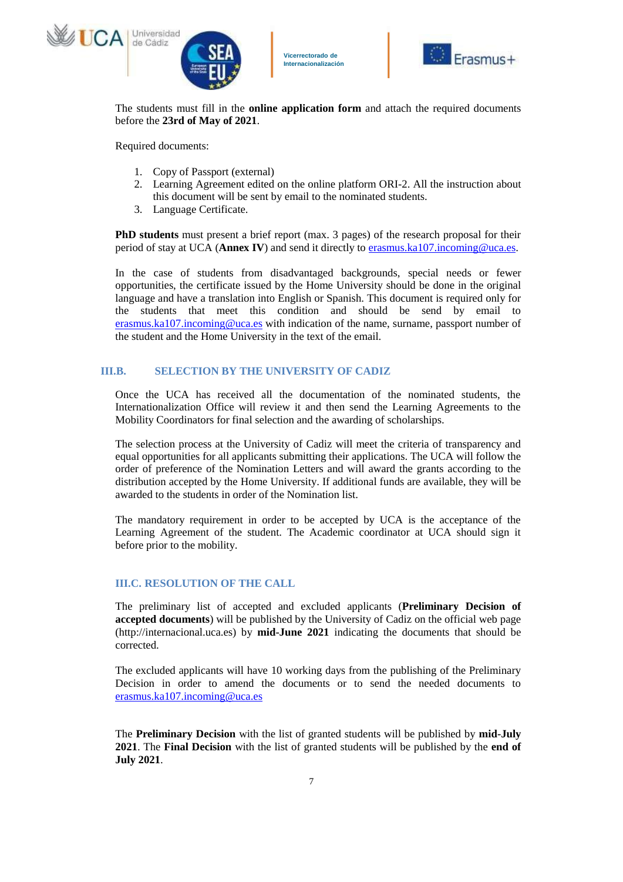The students must fill in the **online application form** and attach the required documents before the **23rd of May of 2021**.

Required documents:

1. Copy of Passport (external)
2. Learning Agreement edited on the online platform ORI-2. All the instruction about this document will be sent by email to the nominated students.
3. Language Certificate.

**PhD students** must present a brief report (max. 3 pages) of the research proposal for their period of stay at UCA (**Annex IV**) and send it directly to erasmus.ka107.incoming@uca.es.

In the case of students from disadvantaged backgrounds, special needs or fewer opportunities, the certificate issued by the Home University should be done in the original language and have a translation into English or Spanish. This document is required only for the students that meet this condition and should be send by email to erasmus.ka107.incoming@uca.es with indication of the name, surname, passport number of the student and the Home University in the text of the email.

## III.B. SELECTION BY THE UNIVERSITY OF CADIZ

Once the UCA has received all the documentation of the nominated students, the Internationalization Office will review it and then send the Learning Agreements to the Mobility Coordinators for final selection and the awarding of scholarships.

The selection process at the University of Cadiz will meet the criteria of transparency and equal opportunities for all applicants submitting their applications. The UCA will follow the order of preference of the Nomination Letters and will award the grants according to the distribution accepted by the Home University. If additional funds are available, they will be awarded to the students in order of the Nomination list.

The mandatory requirement in order to be accepted by UCA is the acceptance of the Learning Agreement of the student. The Academic coordinator at UCA should sign it before prior to the mobility.

## III.C. RESOLUTION OF THE CALL

The preliminary list of accepted and excluded applicants (**Preliminary Decision of accepted documents**) will be published by the University of Cadiz on the official web page (http://internacional.uca.es) by **mid-June 2021** indicating the documents that should be corrected.

The excluded applicants will have 10 working days from the publishing of the Preliminary Decision in order to amend the documents or to send the needed documents to erasmus.ka107.incoming@uca.es

The **Preliminary Decision** with the list of granted students will be published by **mid-July 2021**. The **Final Decision** with the list of granted students will be published by the **end of July 2021**.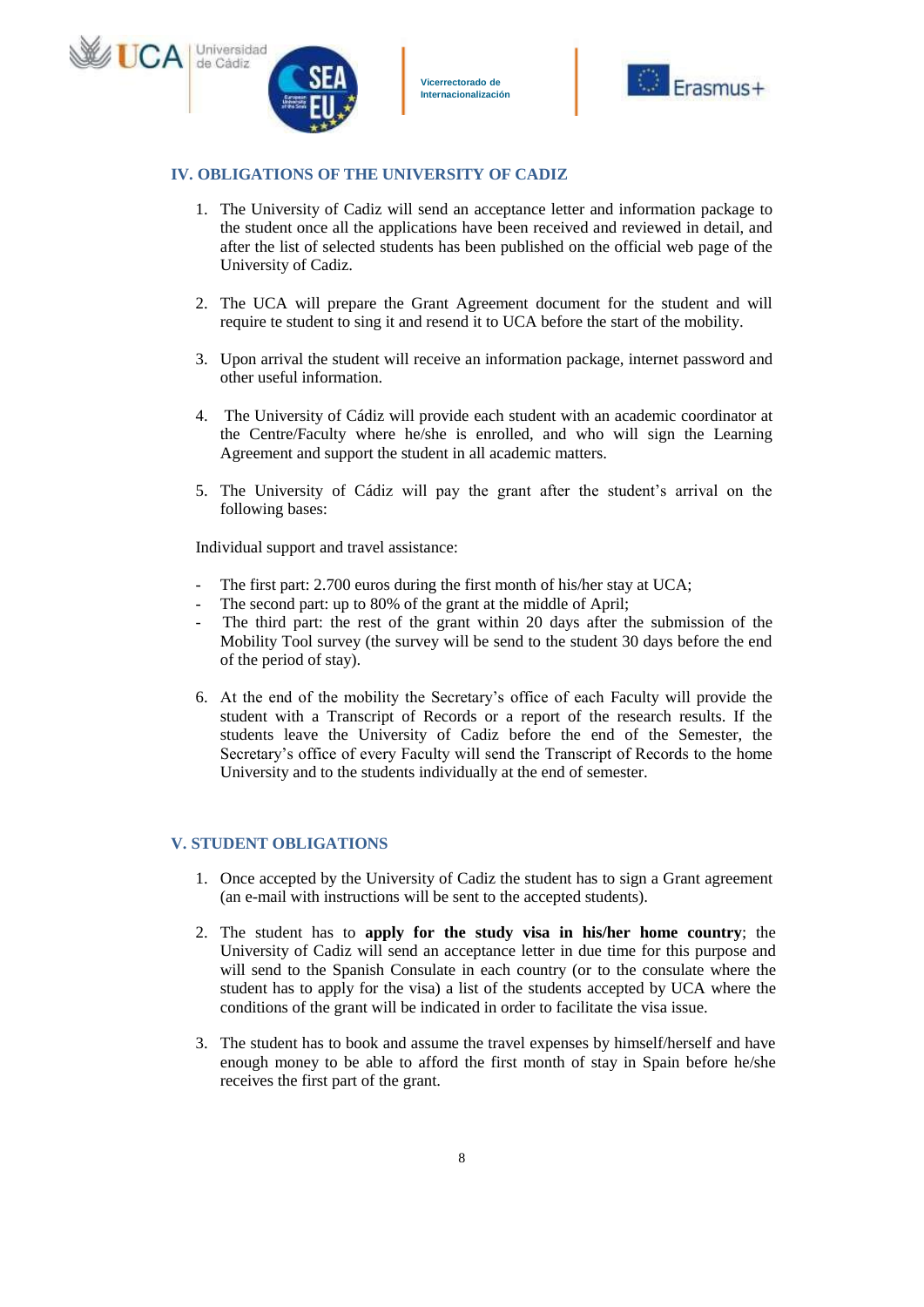## IV. OBLIGATIONS OF THE UNIVERSITY OF CADIZ

1. The University of Cadiz will send an acceptance letter and information package to the student once all the applications have been received and reviewed in detail, and after the list of selected students has been published on the official web page of the University of Cadiz.

2. The UCA will prepare the Grant Agreement document for the student and will require te student to sing it and resend it to UCA before the start of the mobility.

3. Upon arrival the student will receive an information package, internet password and other useful information.

4. The University of Cádiz will provide each student with an academic coordinator at the Centre/Faculty where he/she is enrolled, and who will sign the Learning Agreement and support the student in all academic matters.

5. The University of Cádiz will pay the grant after the student's arrival on the following bases:

Individual support and travel assistance:

- The first part: 2.700 euros during the first month of his/her stay at UCA;
- The second part: up to 80% of the grant at the middle of April;
- The third part: the rest of the grant within 20 days after the submission of the Mobility Tool survey (the survey will be send to the student 30 days before the end of the period of stay).

6. At the end of the mobility the Secretary's office of each Faculty will provide the student with a Transcript of Records or a report of the research results. If the students leave the University of Cadiz before the end of the Semester, the Secretary's office of every Faculty will send the Transcript of Records to the home University and to the students individually at the end of semester.

## V. STUDENT OBLIGATIONS

1. Once accepted by the University of Cadiz the student has to sign a Grant agreement (an e-mail with instructions will be sent to the accepted students).

2. The student has to **apply for the study visa in his/her home country**; the University of Cadiz will send an acceptance letter in due time for this purpose and will send to the Spanish Consulate in each country (or to the consulate where the student has to apply for the visa) a list of the students accepted by UCA where the conditions of the grant will be indicated in order to facilitate the visa issue.

3. The student has to book and assume the travel expenses by himself/herself and have enough money to be able to afford the first month of stay in Spain before he/she receives the first part of the grant.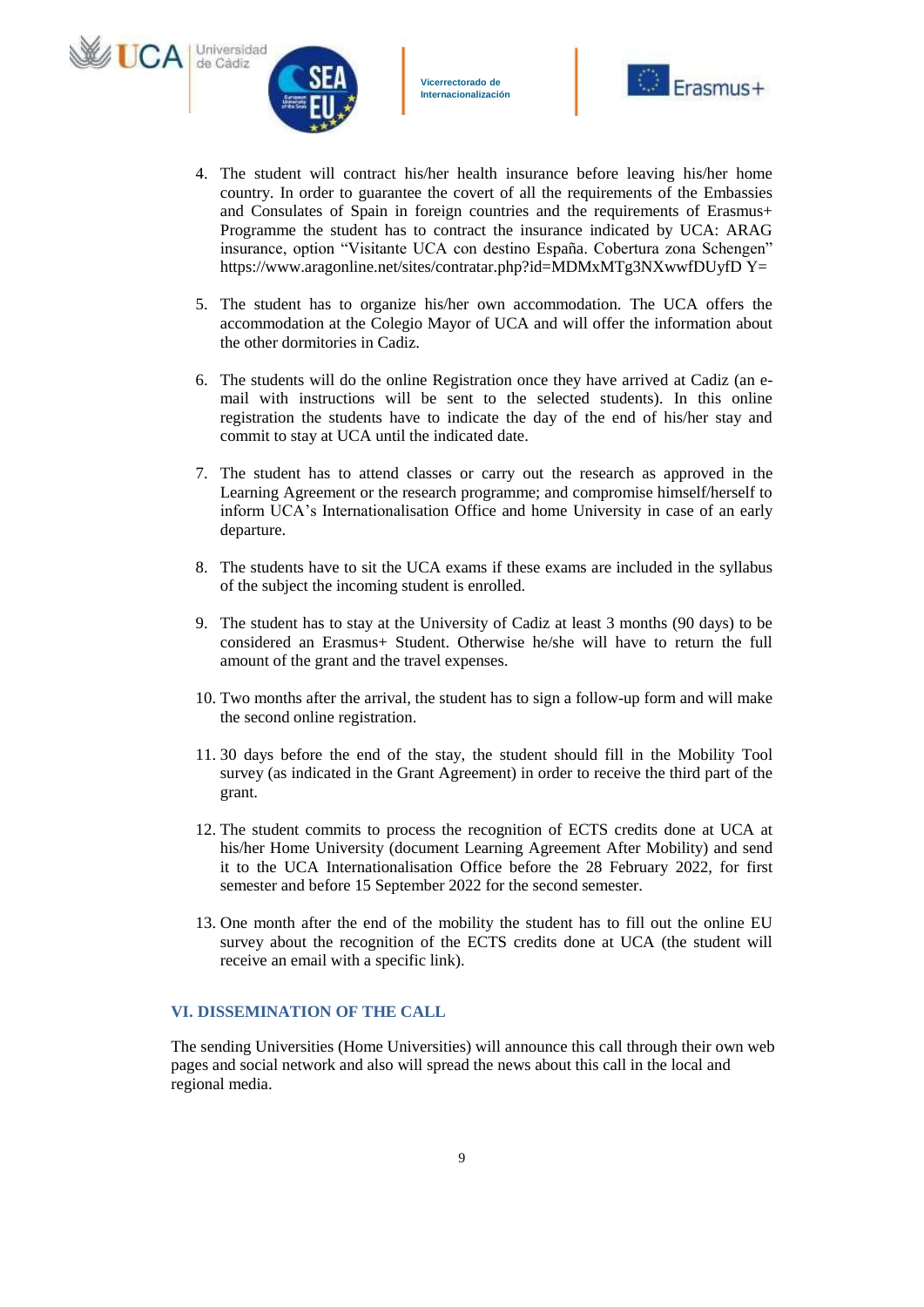4. The student will contract his/her health insurance before leaving his/her home country. In order to guarantee the covert of all the requirements of the Embassies and Consulates of Spain in foreign countries and the requirements of Erasmus+ Programme the student has to contract the insurance indicated by UCA: ARAG insurance, option "Visitante UCA con destino España. Cobertura zona Schengen" https://www.aragonline.net/sites/contratar.php?id=MDMxMTg3NXwwfDUyfD Y=

5. The student has to organize his/her own accommodation. The UCA offers the accommodation at the Colegio Mayor of UCA and will offer the information about the other dormitories in Cadiz.

6. The students will do the online Registration once they have arrived at Cadiz (an e-mail with instructions will be sent to the selected students). In this online registration the students have to indicate the day of the end of his/her stay and commit to stay at UCA until the indicated date.

7. The student has to attend classes or carry out the research as approved in the Learning Agreement or the research programme; and compromise himself/herself to inform UCA's Internationalisation Office and home University in case of an early departure.

8. The students have to sit the UCA exams if these exams are included in the syllabus of the subject the incoming student is enrolled.

9. The student has to stay at the University of Cadiz at least 3 months (90 days) to be considered an Erasmus+ Student. Otherwise he/she will have to return the full amount of the grant and the travel expenses.

10. Two months after the arrival, the student has to sign a follow-up form and will make the second online registration.

11. 30 days before the end of the stay, the student should fill in the Mobility Tool survey (as indicated in the Grant Agreement) in order to receive the third part of the grant.

12. The student commits to process the recognition of ECTS credits done at UCA at his/her Home University (document Learning Agreement After Mobility) and send it to the UCA Internationalisation Office before the 28 February 2022, for first semester and before 15 September 2022 for the second semester.

13. One month after the end of the mobility the student has to fill out the online EU survey about the recognition of the ECTS credits done at UCA (the student will receive an email with a specific link).

## VI. DISSEMINATION OF THE CALL

The sending Universities (Home Universities) will announce this call through their own web pages and social network and also will spread the news about this call in the local and regional media.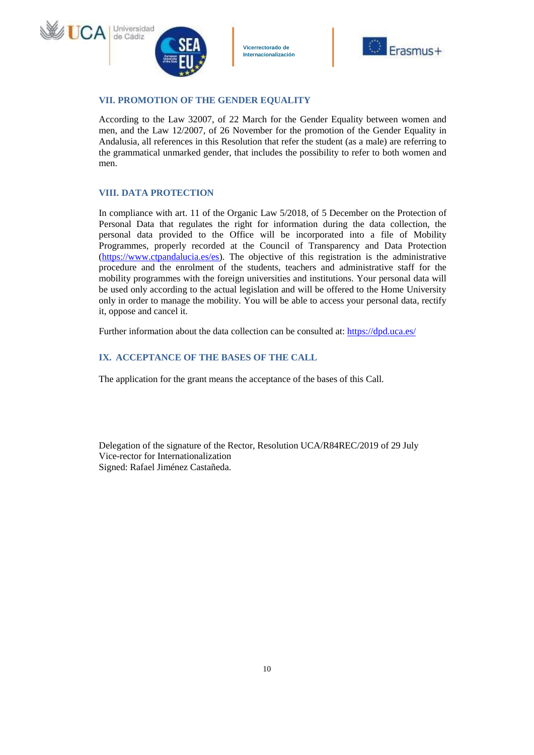## VII. PROMOTION OF THE GENDER EQUALITY

According to the Law 32007, of 22 March for the Gender Equality between women and men, and the Law 12/2007, of 26 November for the promotion of the Gender Equality in Andalusia, all references in this Resolution that refer the student (as a male) are referring to the grammatical unmarked gender, that includes the possibility to refer to both women and men.

## VIII. DATA PROTECTION

In compliance with art. 11 of the Organic Law 5/2018, of 5 December on the Protection of Personal Data that regulates the right for information during the data collection, the personal data provided to the Office will be incorporated into a file of Mobility Programmes, properly recorded at the Council of Transparency and Data Protection (https://www.ctpandalucia.es/es). The objective of this registration is the administrative procedure and the enrolment of the students, teachers and administrative staff for the mobility programmes with the foreign universities and institutions. Your personal data will be used only according to the actual legislation and will be offered to the Home University only in order to manage the mobility. You will be able to access your personal data, rectify it, oppose and cancel it.

Further information about the data collection can be consulted at: https://dpd.uca.es/

## IX. ACCEPTANCE OF THE BASES OF THE CALL

The application for the grant means the acceptance of the bases of this Call.

Delegation of the signature of the Rector, Resolution UCA/R84REC/2019 of 29 July
Vice-rector for Internationalization
Signed: Rafael Jiménez Castañeda.